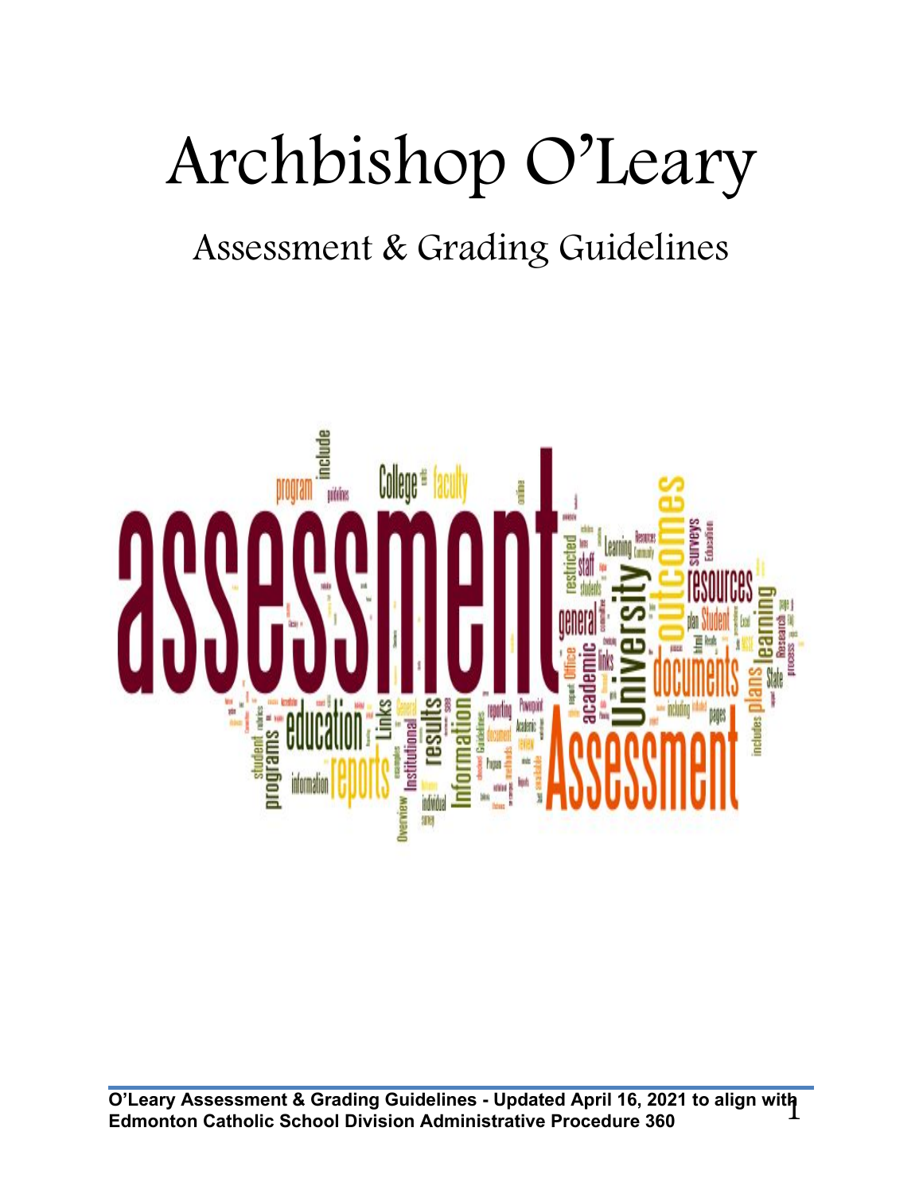# Archbishop O'Leary

## Assessment & Grading Guidelines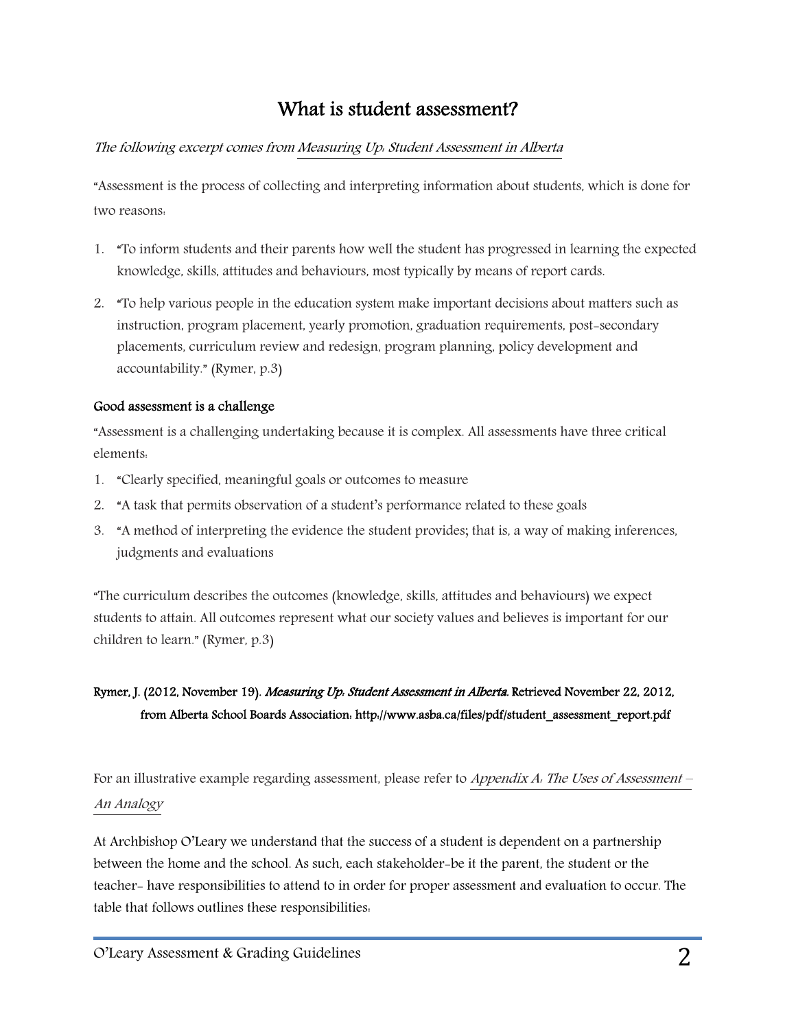# What is student assessment?

*The following excerpt comes from Measuring Up: Student Assessment in Alberta*

"Assessment is the process of collecting and interpreting information about students, which is done for two reasons:

1. "To inform students and their parents how well the student has progressed in learning the expected knowledge, skills, attitudes and behaviours, most typically by means of report cards.
2. "To help various people in the education system make important decisions about matters such as instruction, program placement, yearly promotion, graduation requirements, post-secondary placements, curriculum review and redesign, program planning, policy development and accountability." (Rymer, p.3)

### Good assessment is a challenge

"Assessment is a challenging undertaking because it is complex. All assessments have three critical elements:

1. "Clearly specified, meaningful goals or outcomes to measure
2. "A task that permits observation of a student's performance related to these goals
3. "A method of interpreting the evidence the student provides; that is, a way of making inferences, judgments and evaluations

"The curriculum describes the outcomes (knowledge, skills, attitudes and behaviours) we expect students to attain. All outcomes represent what our society values and believes is important for our children to learn." (Rymer, p.3)

**Rymer, J. (2012, November 19). *Measuring Up: Student Assessment in Alberta*. Retrieved November 22, 2012, from Alberta School Boards Association: http://www.asba.ca/files/pdf/student_assessment_report.pdf**

For an illustrative example regarding assessment, please refer to *Appendix A: The Uses of Assessment – An Analogy*

At Archbishop O'Leary we understand that the success of a student is dependent on a partnership between the home and the school. As such, each stakeholder-be it the parent, the student or the teacher- have responsibilities to attend to in order for proper assessment and evaluation to occur. The table that follows outlines these responsibilities: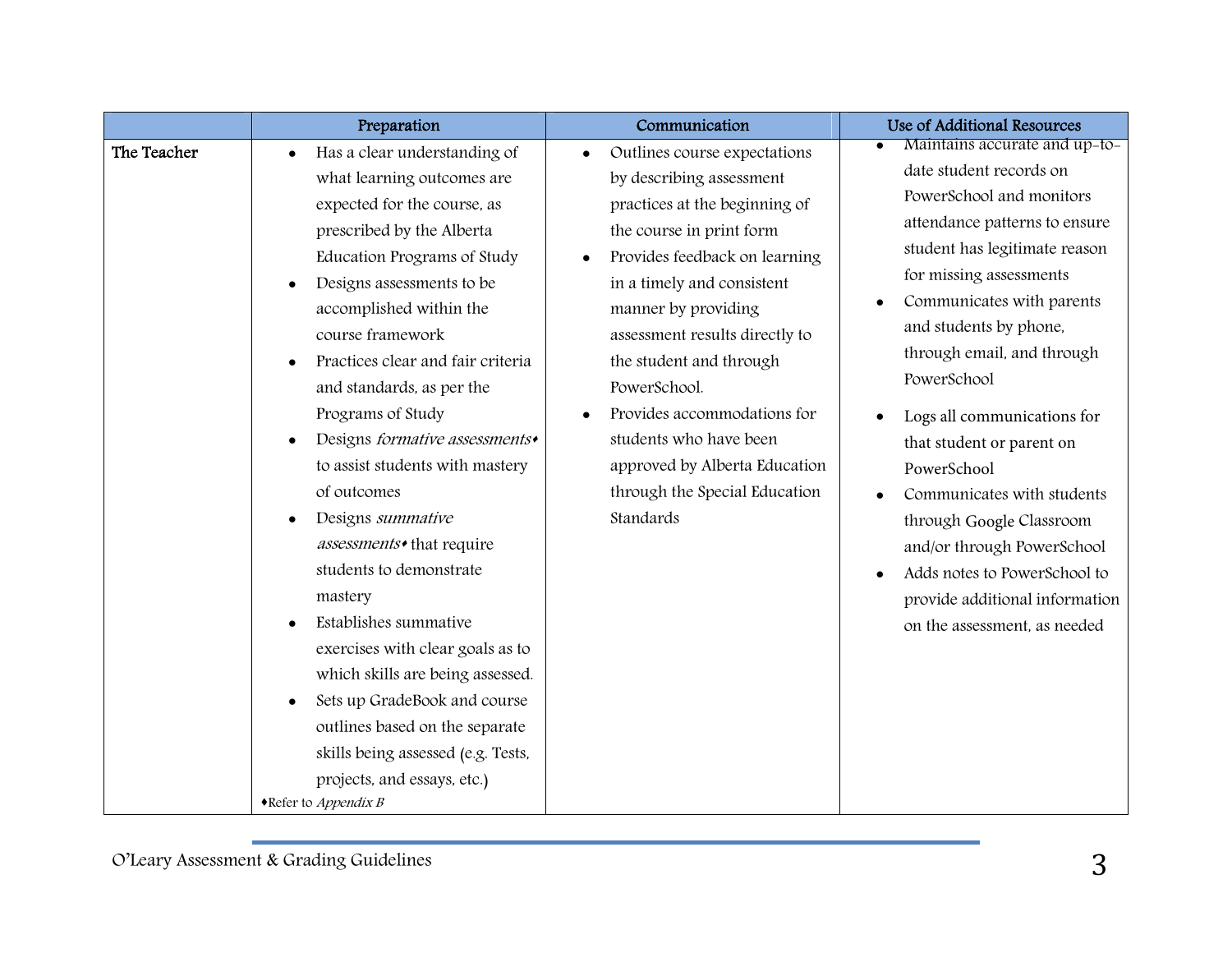| | Preparation | Communication | Use of Additional Resources |
| --- | --- | --- | --- |
| **The Teacher** | • Has a clear understanding of what learning outcomes are expected for the course, as prescribed by the Alberta Education Programs of Study<br>• Designs assessments to be accomplished within the course framework<br>• Practices clear and fair criteria and standards, as per the Programs of Study<br>• Designs *formative assessments*♦ to assist students with mastery of outcomes<br>• Designs *summative assessments*♦ that require students to demonstrate mastery<br>• Establishes summative exercises with clear goals as to which skills are being assessed.<br>• Sets up GradeBook and course outlines based on the separate skills being assessed (e.g. Tests, projects, and essays, etc.)<br>♦Refer to *Appendix B* | • Outlines course expectations by describing assessment practices at the beginning of the course in print form<br>• Provides feedback on learning in a timely and consistent manner by providing assessment results directly to the student and through PowerSchool.<br>• Provides accommodations for students who have been approved by Alberta Education through the Special Education Standards | • Maintains accurate and up-to-date student records on PowerSchool and monitors attendance patterns to ensure student has legitimate reason for missing assessments<br>• Communicates with parents and students by phone, through email, and through PowerSchool<br>• Logs all communications for that student or parent on PowerSchool<br>• Communicates with students through Google Classroom and/or through PowerSchool<br>• Adds notes to PowerSchool to provide additional information on the assessment, as needed |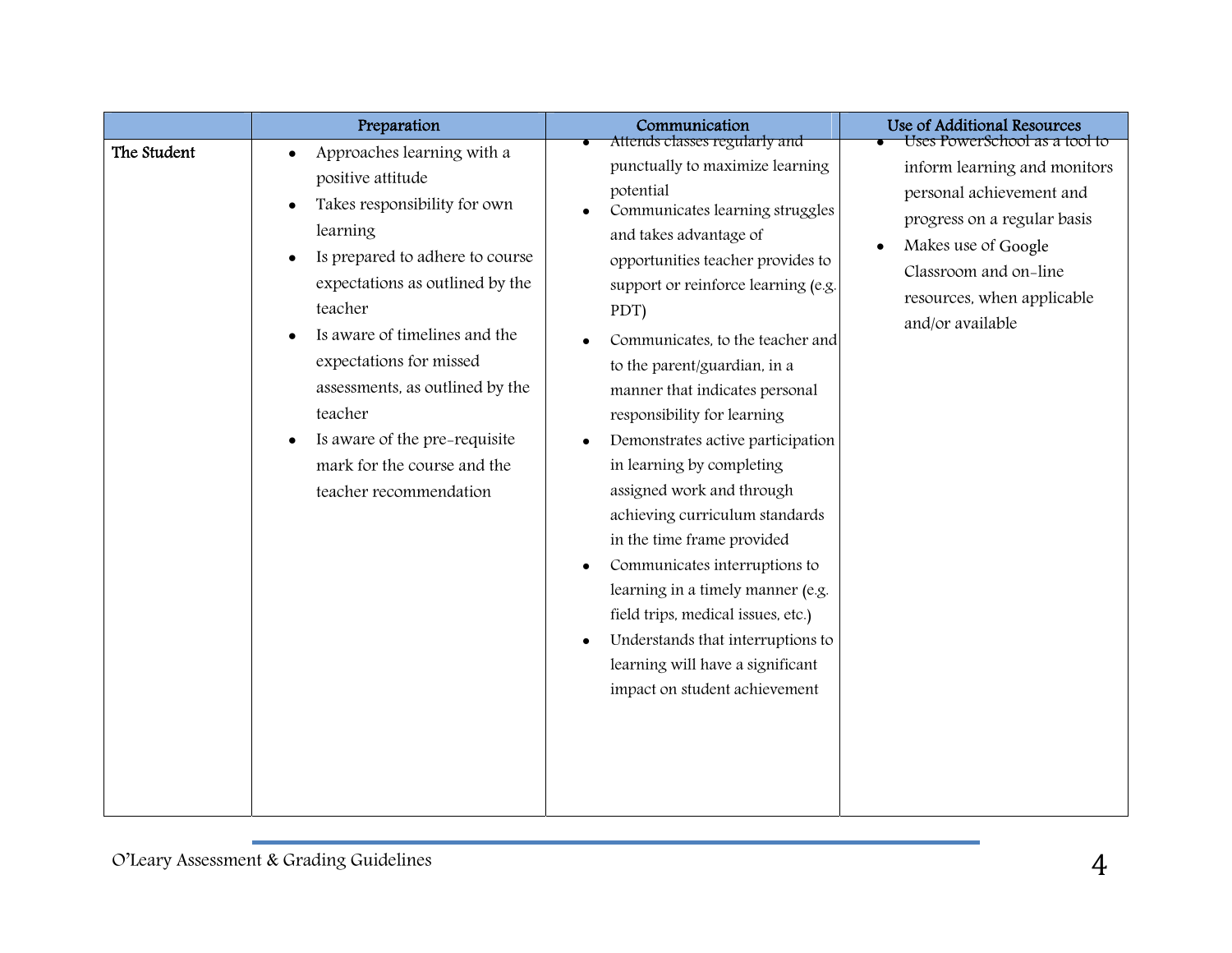| | Preparation | Communication | Use of Additional Resources |
|---|---|---|---|
| **The Student** | • Approaches learning with a positive attitude<br>• Takes responsibility for own learning<br>• Is prepared to adhere to course expectations as outlined by the teacher<br>• Is aware of timelines and the expectations for missed assessments, as outlined by the teacher<br>• Is aware of the pre-requisite mark for the course and the teacher recommendation | • Attends classes regularly and punctually to maximize learning potential<br>• Communicates learning struggles and takes advantage of opportunities teacher provides to support or reinforce learning (e.g. PDT)<br>• Communicates, to the teacher and to the parent/guardian, in a manner that indicates personal responsibility for learning<br>• Demonstrates active participation in learning by completing assigned work and through achieving curriculum standards in the time frame provided<br>• Communicates interruptions to learning in a timely manner (e.g. field trips, medical issues, etc.)<br>• Understands that interruptions to learning will have a significant impact on student achievement | • Uses PowerSchool as a tool to inform learning and monitors personal achievement and progress on a regular basis<br>• Makes use of Google Classroom and on-line resources, when applicable and/or available |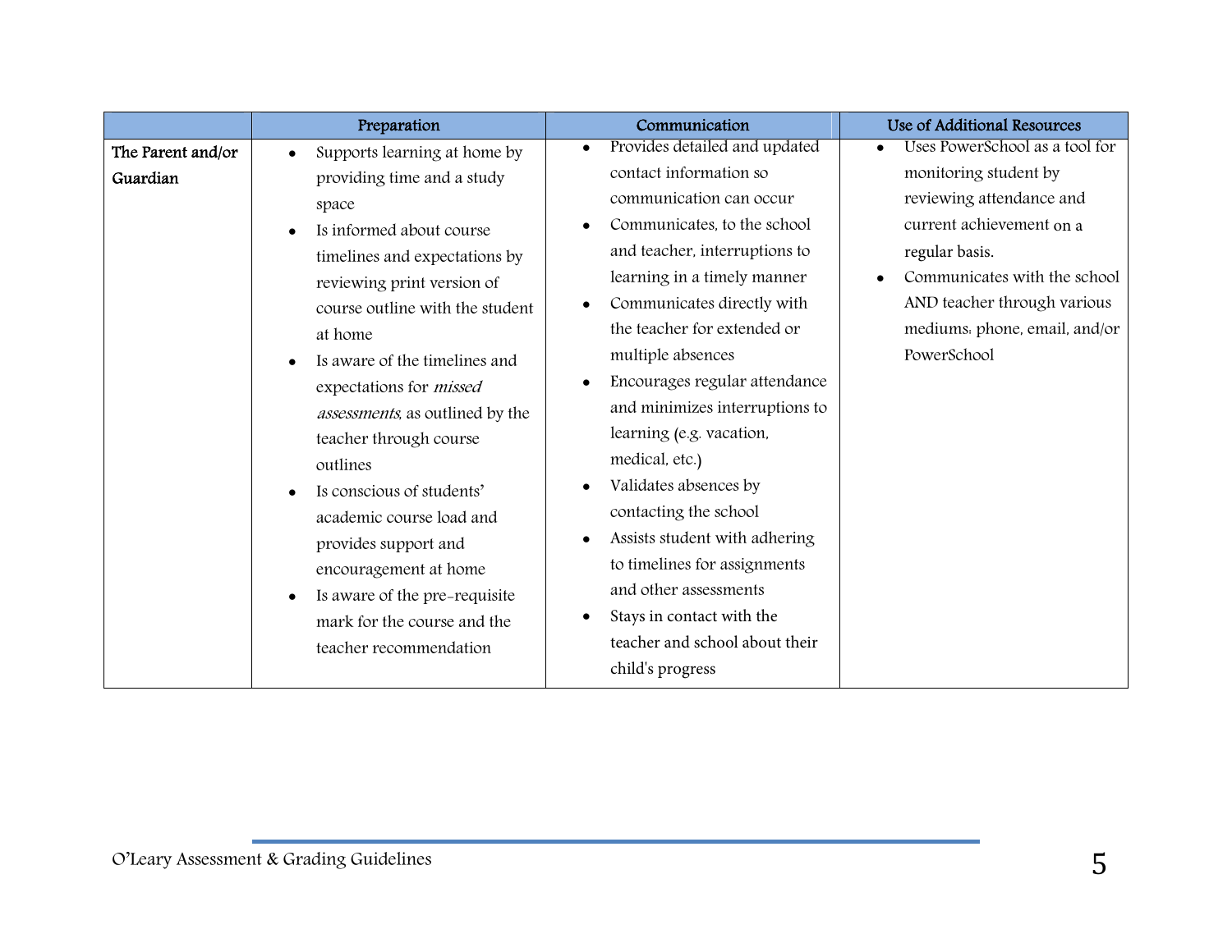| | Preparation | Communication | Use of Additional Resources |
|---|---|---|---|
| **The Parent and/or Guardian** | • Supports learning at home by providing time and a study space<br>• Is informed about course timelines and expectations by reviewing print version of course outline with the student at home<br>• Is aware of the timelines and expectations for *missed assessments*, as outlined by the teacher through course outlines<br>• Is conscious of students' academic course load and provides support and encouragement at home<br>• Is aware of the pre-requisite mark for the course and the teacher recommendation | • Provides detailed and updated contact information so communication can occur<br>• Communicates, to the school and teacher, interruptions to learning in a timely manner<br>• Communicates directly with the teacher for extended or multiple absences<br>• Encourages regular attendance and minimizes interruptions to learning (e.g. vacation, medical, etc.)<br>• Validates absences by contacting the school<br>• Assists student with adhering to timelines for assignments and other assessments<br>• Stays in contact with the teacher and school about their child's progress | • Uses PowerSchool as a tool for monitoring student by reviewing attendance and current achievement on a regular basis.<br>• Communicates with the school AND teacher through various mediums: phone, email, and/or PowerSchool |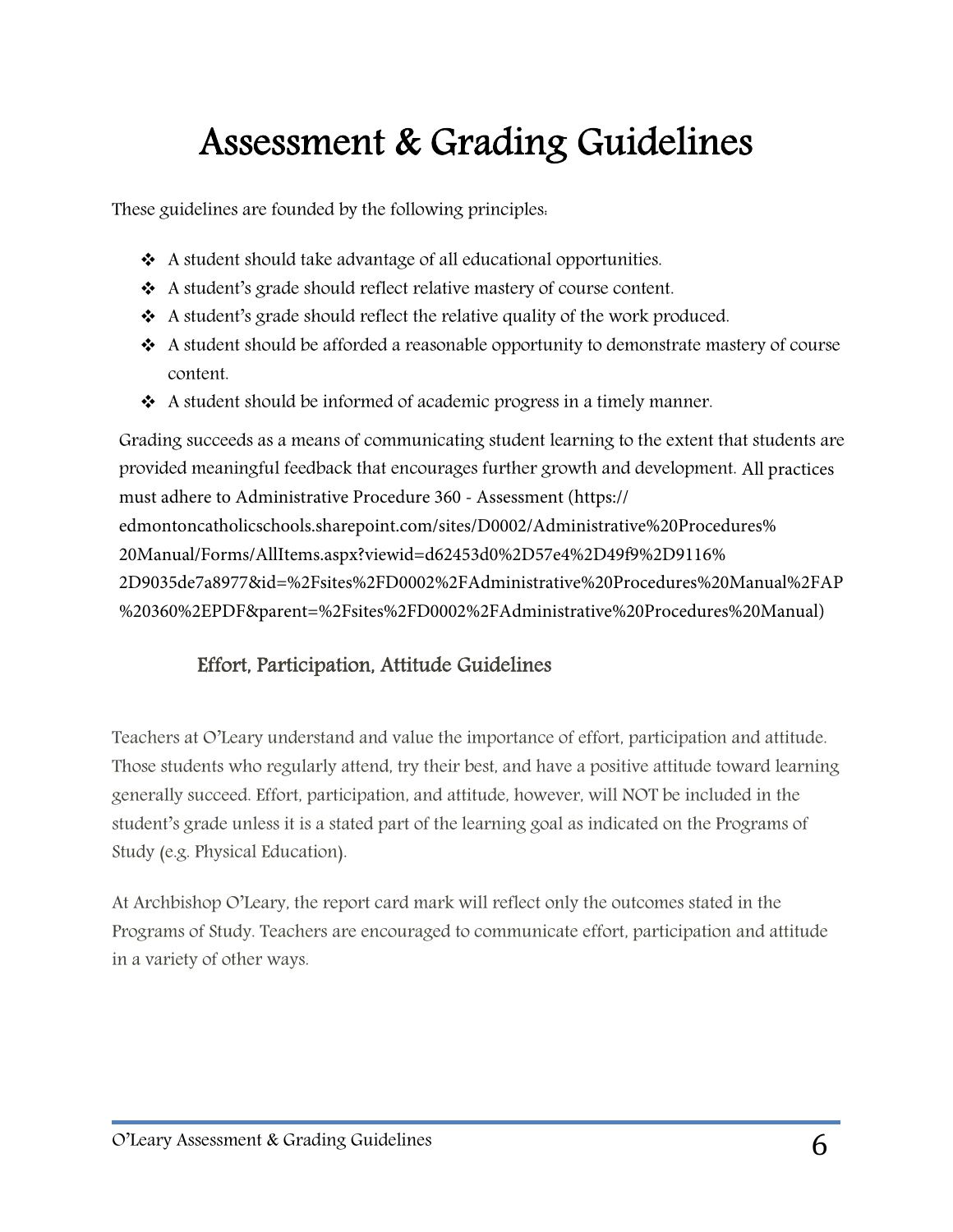# Assessment & Grading Guidelines

These guidelines are founded by the following principles:

- A student should take advantage of all educational opportunities.
- A student's grade should reflect relative mastery of course content.
- A student's grade should reflect the relative quality of the work produced.
- A student should be afforded a reasonable opportunity to demonstrate mastery of course content.
- A student should be informed of academic progress in a timely manner.

Grading succeeds as a means of communicating student learning to the extent that students are provided meaningful feedback that encourages further growth and development. All practices must adhere to Administrative Procedure 360 - Assessment (https://edmontoncatholicschools.sharepoint.com/sites/D0002/Administrative%20Procedures%20Manual/Forms/AllItems.aspx?viewid=d62453d0%2D57e4%2D49f9%2D9116%2D9035de7a8977&id=%2Fsites%2FD0002%2FAdministrative%20Procedures%20Manual%2FAP%20360%2EPDF&parent=%2Fsites%2FD0002%2FAdministrative%20Procedures%20Manual)

## Effort, Participation, Attitude Guidelines

Teachers at O'Leary understand and value the importance of effort, participation and attitude. Those students who regularly attend, try their best, and have a positive attitude toward learning generally succeed. Effort, participation, and attitude, however, will NOT be included in the student's grade unless it is a stated part of the learning goal as indicated on the Programs of Study (e.g. Physical Education).

At Archbishop O'Leary, the report card mark will reflect only the outcomes stated in the Programs of Study. Teachers are encouraged to communicate effort, participation and attitude in a variety of other ways.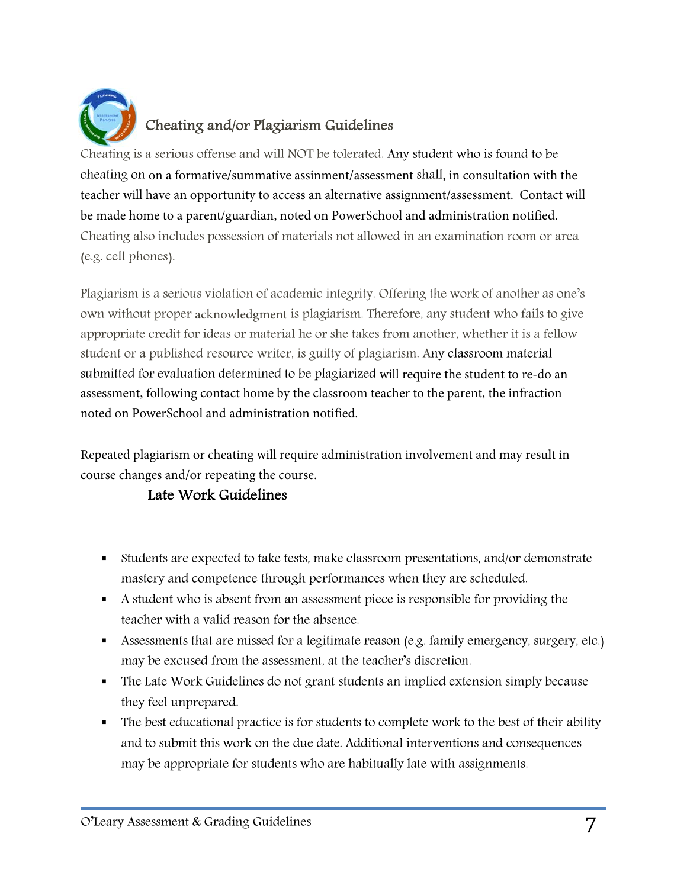## Cheating and/or Plagiarism Guidelines

Cheating is a serious offense and will NOT be tolerated. Any student who is found to be cheating on on a formative/summative assinment/assessment shall, in consultation with the teacher will have an opportunity to access an alternative assignment/assessment. Contact will be made home to a parent/guardian, noted on PowerSchool and administration notified. Cheating also includes possession of materials not allowed in an examination room or area (e.g. cell phones).

Plagiarism is a serious violation of academic integrity. Offering the work of another as one's own without proper acknowledgment is plagiarism. Therefore, any student who fails to give appropriate credit for ideas or material he or she takes from another, whether it is a fellow student or a published resource writer, is guilty of plagiarism. Any classroom material submitted for evaluation determined to be plagiarized will require the student to re-do an assessment, following contact home by the classroom teacher to the parent, the infraction noted on PowerSchool and administration notified.

Repeated plagiarism or cheating will require administration involvement and may result in course changes and/or repeating the course.

## Late Work Guidelines

- Students are expected to take tests, make classroom presentations, and/or demonstrate mastery and competence through performances when they are scheduled.
- A student who is absent from an assessment piece is responsible for providing the teacher with a valid reason for the absence.
- Assessments that are missed for a legitimate reason (e.g. family emergency, surgery, etc.) may be excused from the assessment, at the teacher's discretion.
- The Late Work Guidelines do not grant students an implied extension simply because they feel unprepared.
- The best educational practice is for students to complete work to the best of their ability and to submit this work on the due date. Additional interventions and consequences may be appropriate for students who are habitually late with assignments.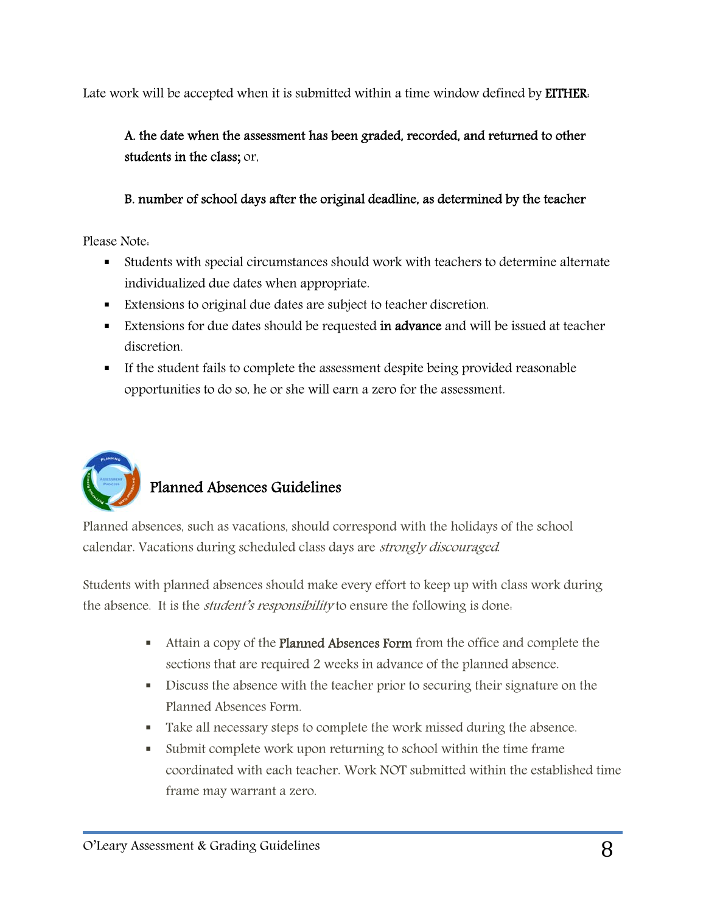Late work will be accepted when it is submitted within a time window defined by **EITHER**:

> **A. the date when the assessment has been graded, recorded, and returned to other students in the class;** or,
>
> **B. number of school days after the original deadline, as determined by the teacher**

Please Note:

- Students with special circumstances should work with teachers to determine alternate individualized due dates when appropriate.
- Extensions to original due dates are subject to teacher discretion.
- Extensions for due dates should be requested **in advance** and will be issued at teacher discretion.
- If the student fails to complete the assessment despite being provided reasonable opportunities to do so, he or she will earn a zero for the assessment.

## Planned Absences Guidelines

Planned absences, such as vacations, should correspond with the holidays of the school calendar. Vacations during scheduled class days are *strongly discouraged*.

Students with planned absences should make every effort to keep up with class work during the absence. It is the *student's responsibility* to ensure the following is done:

- Attain a copy of the **Planned Absences Form** from the office and complete the sections that are required 2 weeks in advance of the planned absence.
- Discuss the absence with the teacher prior to securing their signature on the Planned Absences Form.
- Take all necessary steps to complete the work missed during the absence.
- Submit complete work upon returning to school within the time frame coordinated with each teacher. Work NOT submitted within the established time frame may warrant a zero.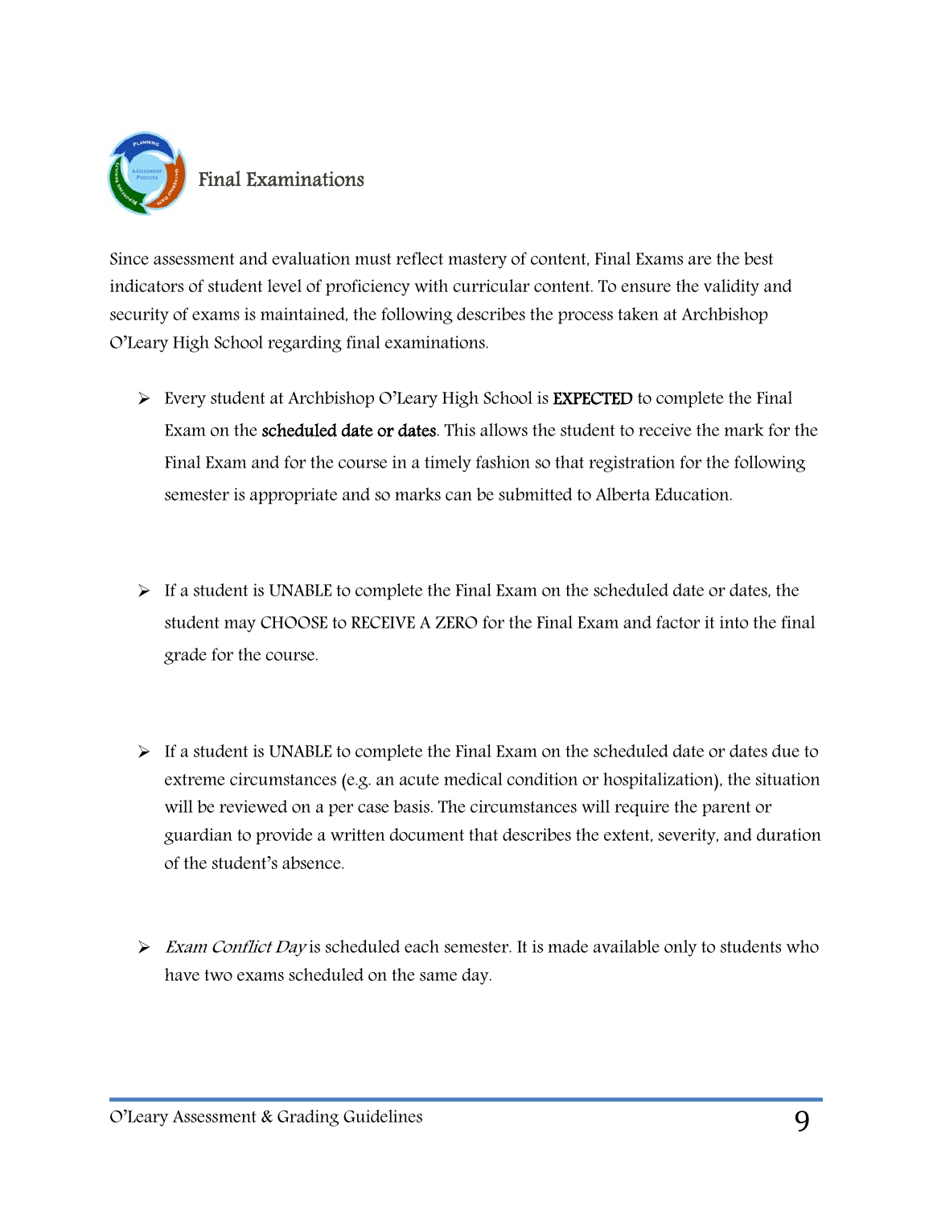## Final Examinations

Since assessment and evaluation must reflect mastery of content, Final Exams are the best indicators of student level of proficiency with curricular content. To ensure the validity and security of exams is maintained, the following describes the process taken at Archbishop O'Leary High School regarding final examinations.

- Every student at Archbishop O'Leary High School is **EXPECTED** to complete the Final Exam on the **scheduled date or dates**. This allows the student to receive the mark for the Final Exam and for the course in a timely fashion so that registration for the following semester is appropriate and so marks can be submitted to Alberta Education.

- If a student is UNABLE to complete the Final Exam on the scheduled date or dates, the student may CHOOSE to RECEIVE A ZERO for the Final Exam and factor it into the final grade for the course.

- If a student is UNABLE to complete the Final Exam on the scheduled date or dates due to extreme circumstances (e.g. an acute medical condition or hospitalization), the situation will be reviewed on a per case basis. The circumstances will require the parent or guardian to provide a written document that describes the extent, severity, and duration of the student's absence.

- *Exam Conflict Day* is scheduled each semester. It is made available only to students who have two exams scheduled on the same day.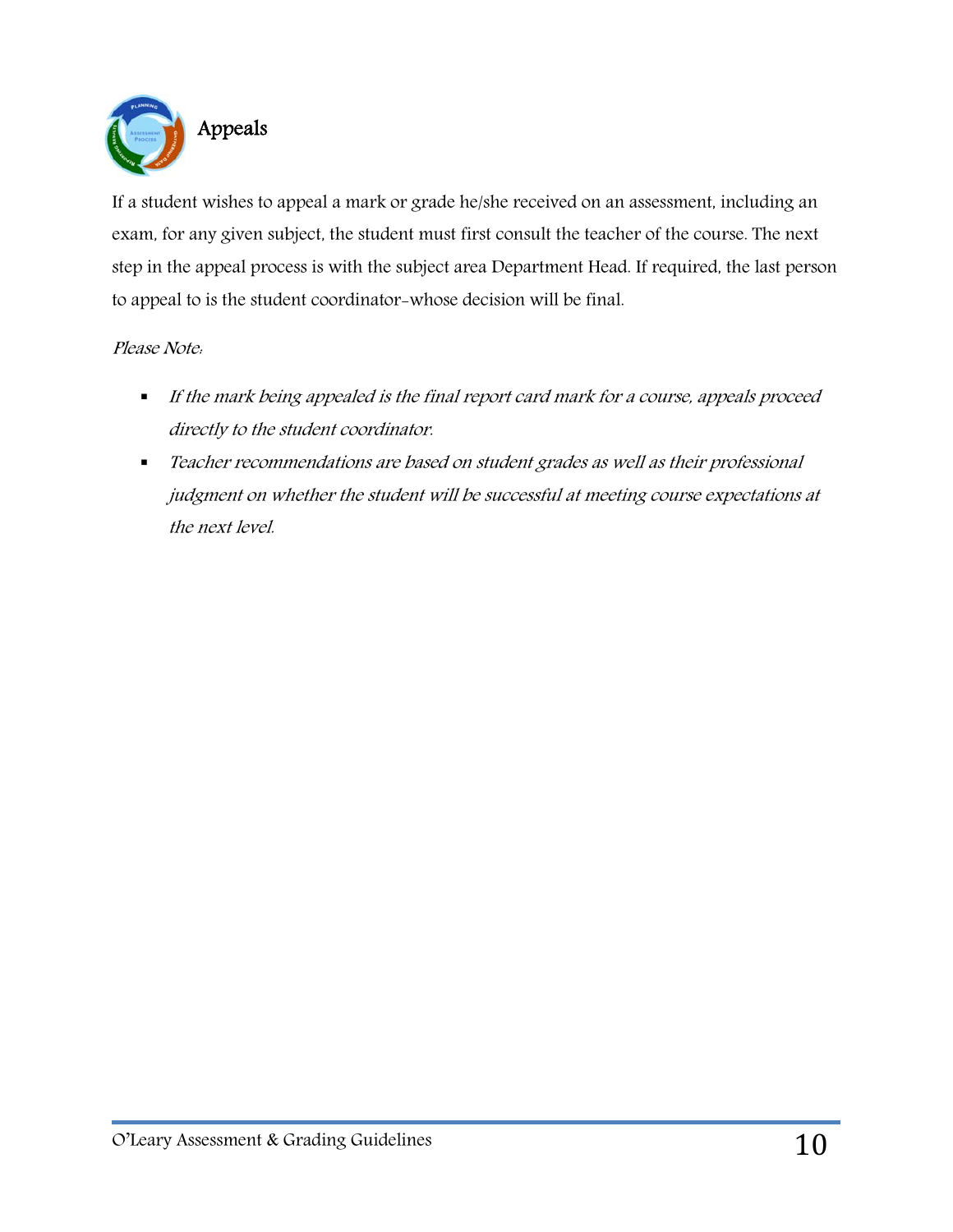## Appeals

If a student wishes to appeal a mark or grade he/she received on an assessment, including an exam, for any given subject, the student must first consult the teacher of the course. The next step in the appeal process is with the subject area Department Head. If required, the last person to appeal to is the student coordinator-whose decision will be final.

*Please Note:*

- *If the mark being appealed is the final report card mark for a course, appeals proceed directly to the student coordinator.*
- *Teacher recommendations are based on student grades as well as their professional judgment on whether the student will be successful at meeting course expectations at the next level.*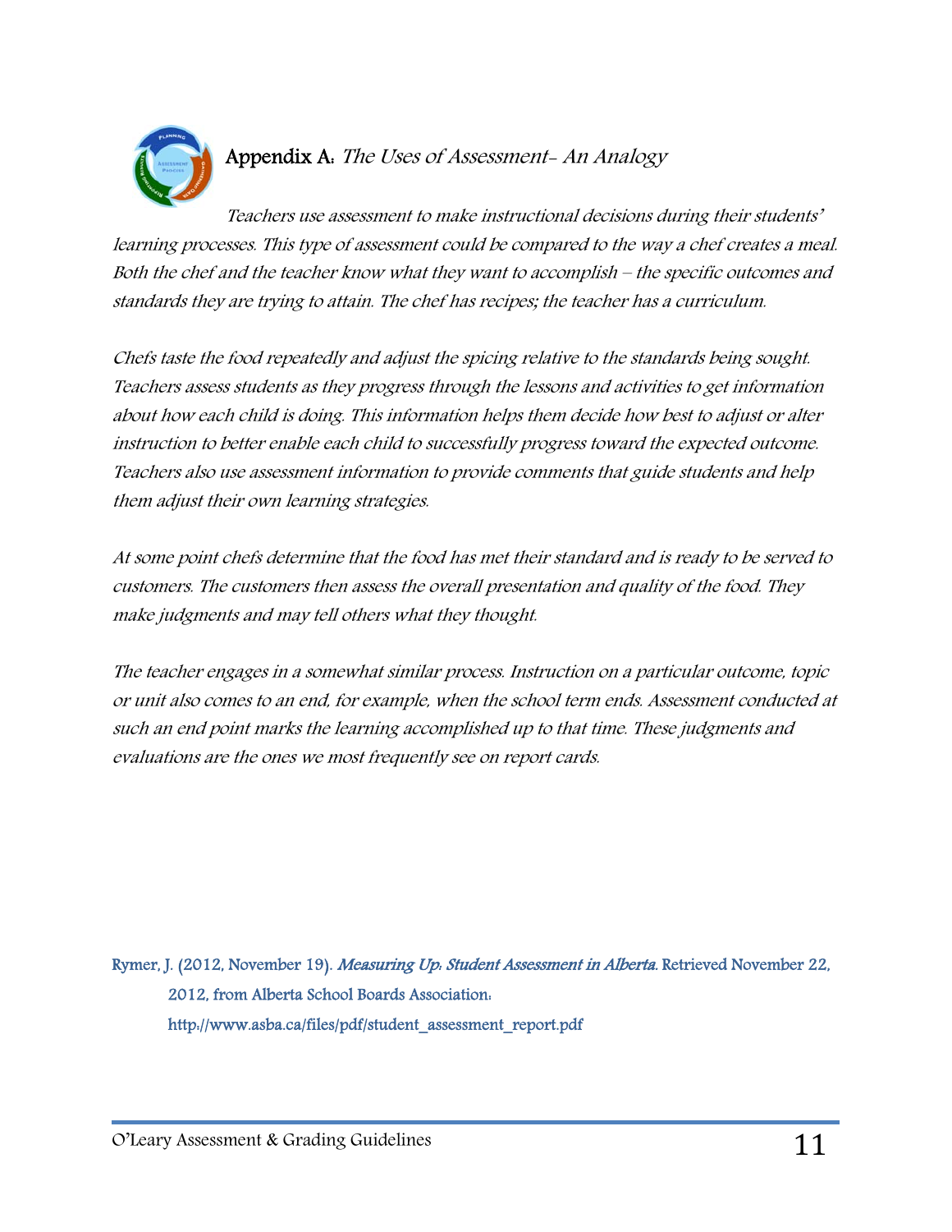## Appendix A: *The Uses of Assessment- An Analogy*

*Teachers use assessment to make instructional decisions during their students' learning processes. This type of assessment could be compared to the way a chef creates a meal. Both the chef and the teacher know what they want to accomplish – the specific outcomes and standards they are trying to attain. The chef has recipes; the teacher has a curriculum.*

*Chefs taste the food repeatedly and adjust the spicing relative to the standards being sought. Teachers assess students as they progress through the lessons and activities to get information about how each child is doing. This information helps them decide how best to adjust or alter instruction to better enable each child to successfully progress toward the expected outcome. Teachers also use assessment information to provide comments that guide students and help them adjust their own learning strategies.*

*At some point chefs determine that the food has met their standard and is ready to be served to customers. The customers then assess the overall presentation and quality of the food. They make judgments and may tell others what they thought.*

*The teacher engages in a somewhat similar process. Instruction on a particular outcome, topic or unit also comes to an end, for example, when the school term ends. Assessment conducted at such an end point marks the learning accomplished up to that time. These judgments and evaluations are the ones we most frequently see on report cards.*

Rymer, J. (2012, November 19). *Measuring Up: Student Assessment in Alberta.* Retrieved November 22, 2012, from Alberta School Boards Association: http://www.asba.ca/files/pdf/student_assessment_report.pdf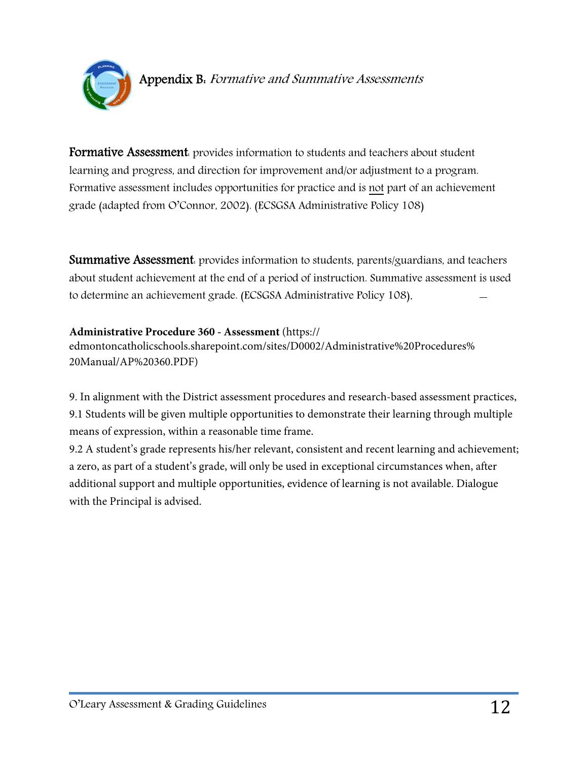# Appendix B: *Formative and Summative Assessments*

**Formative Assessment**: provides information to students and teachers about student learning and progress, and direction for improvement and/or adjustment to a program. Formative assessment includes opportunities for practice and is <u>not</u> part of an achievement grade (adapted from O'Connor, 2002). (ECSGSA Administrative Policy 108)

**Summative Assessment**: provides information to students, parents/guardians, and teachers about student achievement at the end of a period of instruction. Summative assessment is used to determine an achievement grade. (ECSGSA Administrative Policy 108).

**Administrative Procedure 360 - Assessment** (https://edmontoncatholicschools.sharepoint.com/sites/D0002/Administrative%20Procedures%20Manual/AP%20360.PDF)

9. In alignment with the District assessment procedures and research-based assessment practices,

9.1 Students will be given multiple opportunities to demonstrate their learning through multiple means of expression, within a reasonable time frame.

9.2 A student's grade represents his/her relevant, consistent and recent learning and achievement; a zero, as part of a student's grade, will only be used in exceptional circumstances when, after additional support and multiple opportunities, evidence of learning is not available. Dialogue with the Principal is advised.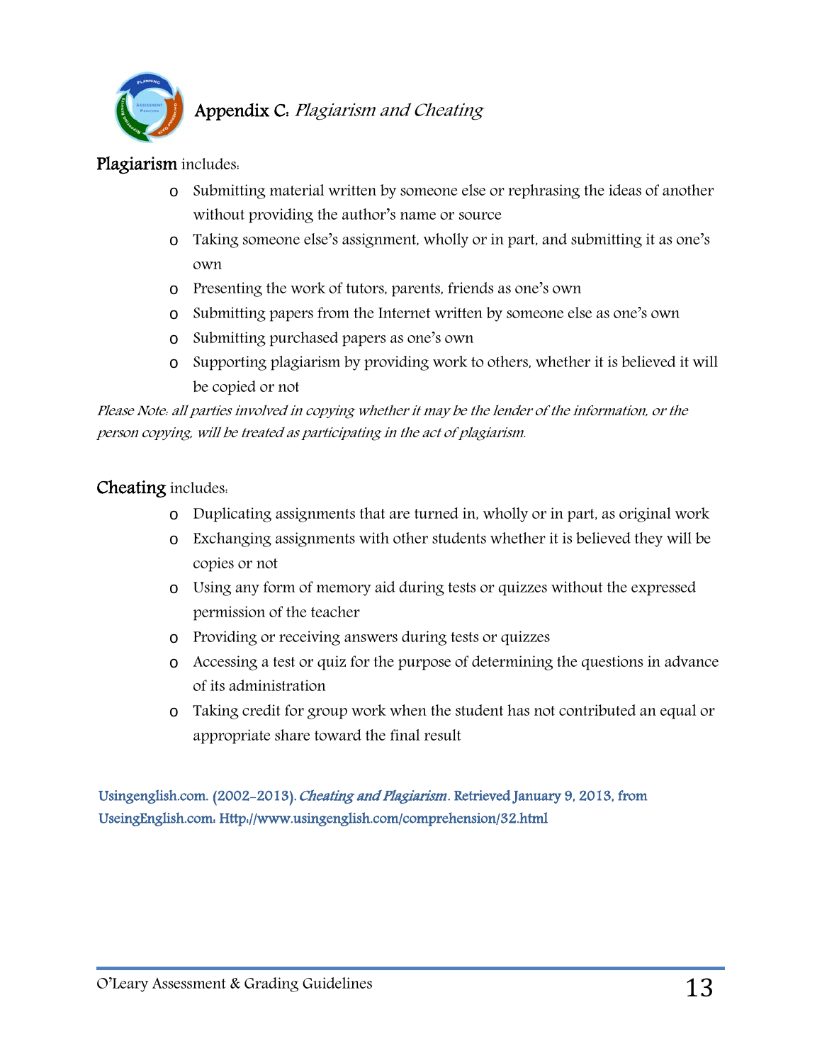## Appendix C: *Plagiarism and Cheating*

**Plagiarism** includes:

- Submitting material written by someone else or rephrasing the ideas of another without providing the author's name or source
- Taking someone else's assignment, wholly or in part, and submitting it as one's own
- Presenting the work of tutors, parents, friends as one's own
- Submitting papers from the Internet written by someone else as one's own
- Submitting purchased papers as one's own
- Supporting plagiarism by providing work to others, whether it is believed it will be copied or not

*Please Note: all parties involved in copying whether it may be the lender of the information, or the person copying, will be treated as participating in the act of plagiarism.*

**Cheating** includes:

- Duplicating assignments that are turned in, wholly or in part, as original work
- Exchanging assignments with other students whether it is believed they will be copies or not
- Using any form of memory aid during tests or quizzes without the expressed permission of the teacher
- Providing or receiving answers during tests or quizzes
- Accessing a test or quiz for the purpose of determining the questions in advance of its administration
- Taking credit for group work when the student has not contributed an equal or appropriate share toward the final result

Usingenglish.com. (2002-2013). *Cheating and Plagiarism*. Retrieved January 9, 2013, from UseingEnglish.com: Http://www.usingenglish.com/comprehension/32.html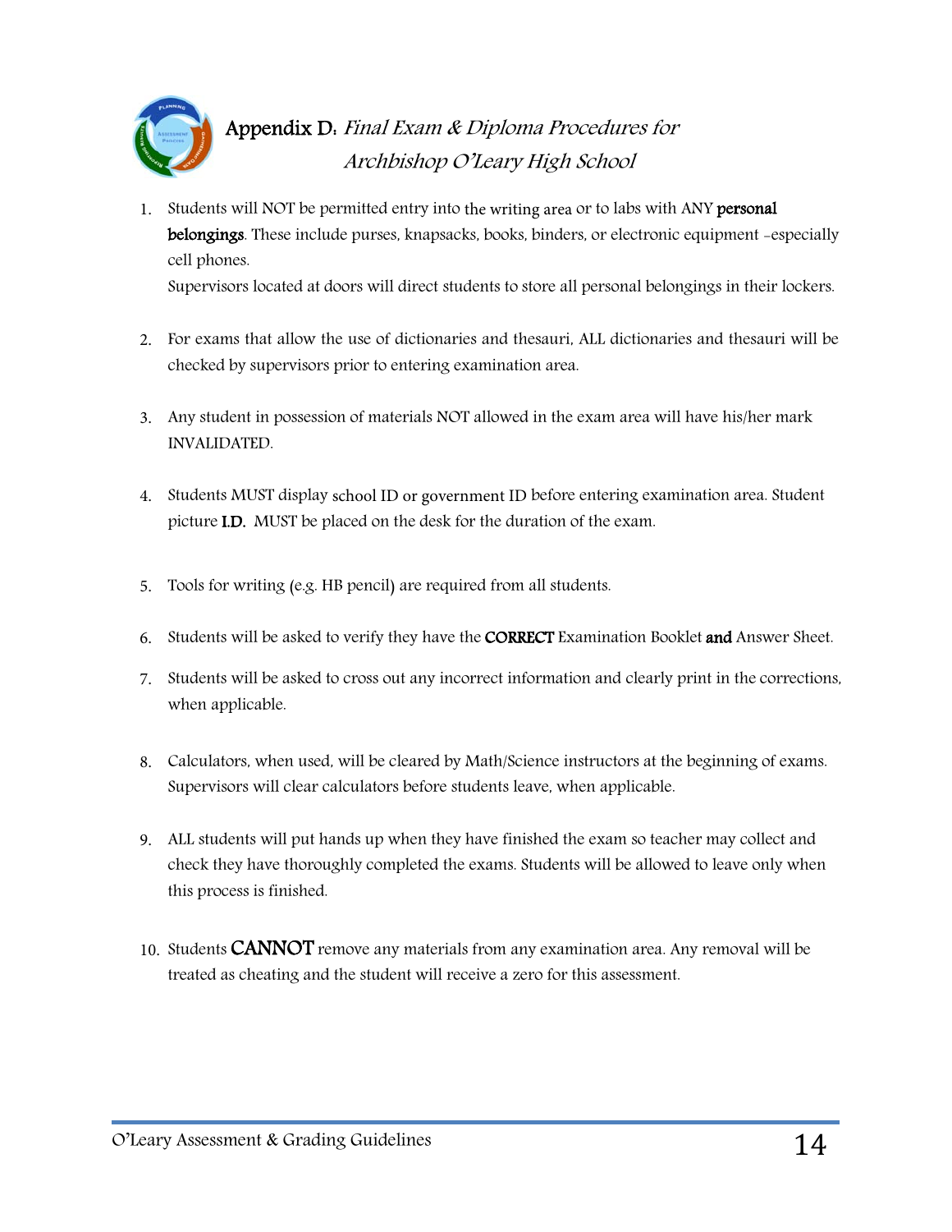## Appendix D: *Final Exam & Diploma Procedures for Archbishop O'Leary High School*

1. Students will NOT be permitted entry into the writing area or to labs with ANY **personal belongings**. These include purses, knapsacks, books, binders, or electronic equipment -especially cell phones.
   Supervisors located at doors will direct students to store all personal belongings in their lockers.

2. For exams that allow the use of dictionaries and thesauri, ALL dictionaries and thesauri will be checked by supervisors prior to entering examination area.

3. Any student in possession of materials NOT allowed in the exam area will have his/her mark INVALIDATED.

4. Students MUST display school ID or government ID before entering examination area. Student picture **I.D.** MUST be placed on the desk for the duration of the exam.

5. Tools for writing (e.g. HB pencil) are required from all students.

6. Students will be asked to verify they have the **CORRECT** Examination Booklet **and** Answer Sheet.

7. Students will be asked to cross out any incorrect information and clearly print in the corrections, when applicable.

8. Calculators, when used, will be cleared by Math/Science instructors at the beginning of exams. Supervisors will clear calculators before students leave, when applicable.

9. ALL students will put hands up when they have finished the exam so teacher may collect and check they have thoroughly completed the exams. Students will be allowed to leave only when this process is finished.

10. Students **CANNOT** remove any materials from any examination area. Any removal will be treated as cheating and the student will receive a zero for this assessment.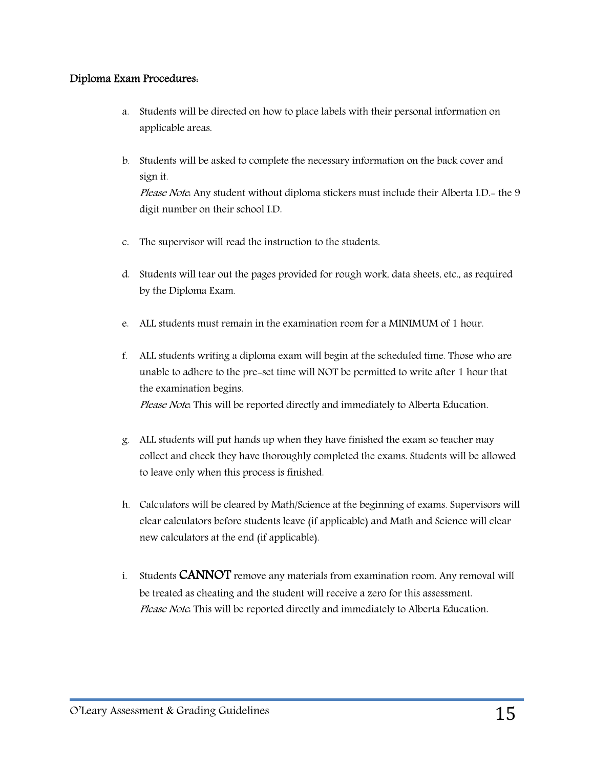**Diploma Exam Procedures:**

a. Students will be directed on how to place labels with their personal information on applicable areas.

b. Students will be asked to complete the necessary information on the back cover and sign it.
*Please Note*: Any student without diploma stickers must include their Alberta I.D.- the 9 digit number on their school I.D.

c. The supervisor will read the instruction to the students.

d. Students will tear out the pages provided for rough work, data sheets, etc., as required by the Diploma Exam.

e. ALL students must remain in the examination room for a MINIMUM of 1 hour.

f. ALL students writing a diploma exam will begin at the scheduled time. Those who are unable to adhere to the pre-set time will NOT be permitted to write after 1 hour that the examination begins.
*Please Note*: This will be reported directly and immediately to Alberta Education.

g. ALL students will put hands up when they have finished the exam so teacher may collect and check they have thoroughly completed the exams. Students will be allowed to leave only when this process is finished.

h. Calculators will be cleared by Math/Science at the beginning of exams. Supervisors will clear calculators before students leave (if applicable) and Math and Science will clear new calculators at the end (if applicable).

i. Students **CANNOT** remove any materials from examination room. Any removal will be treated as cheating and the student will receive a zero for this assessment.
*Please Note*: This will be reported directly and immediately to Alberta Education.